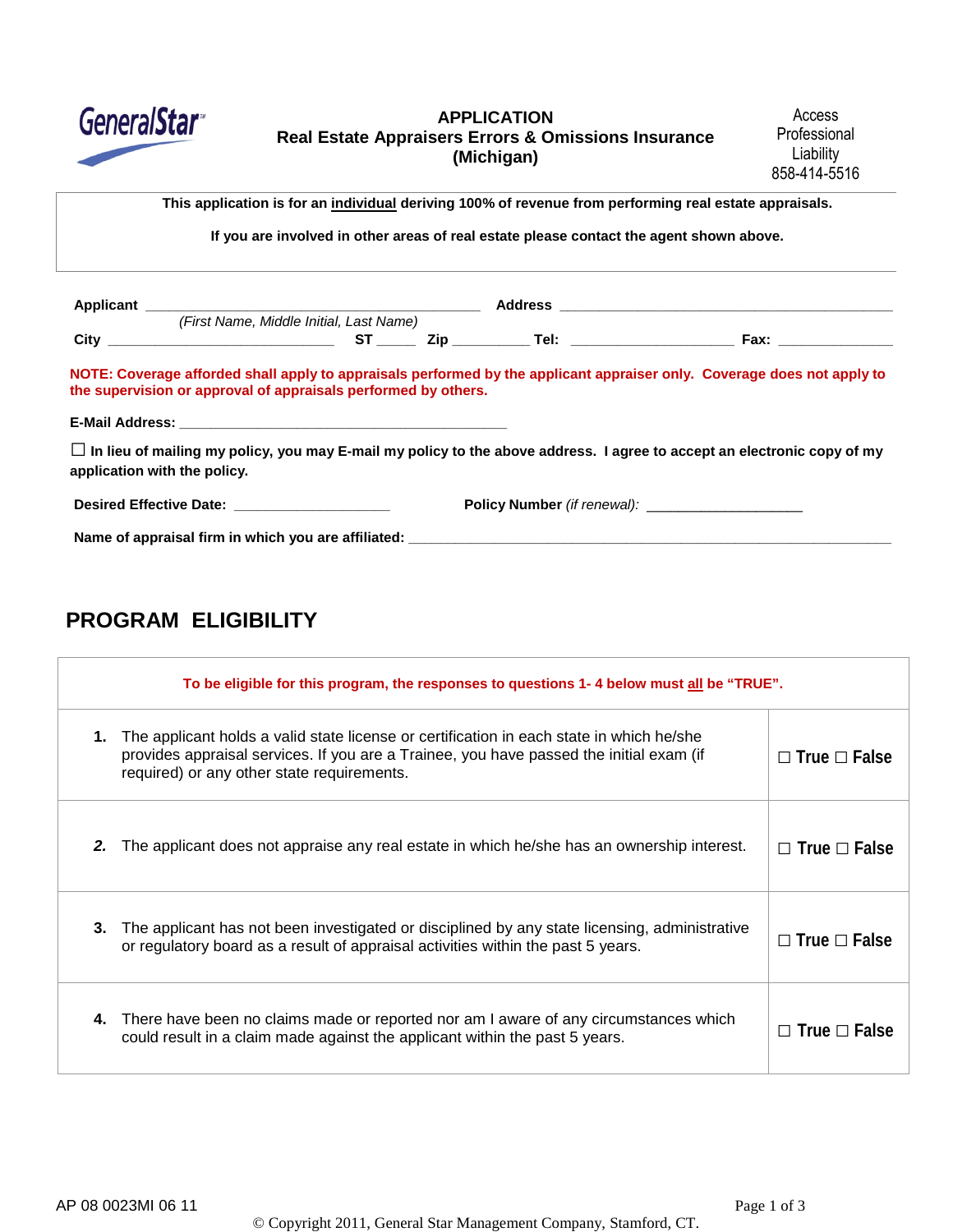GeneralStar

# APPLICATION
## Real Estate Appraisers Errors & Omissions Insurance (Michigan)

Access Professional Liability
858-414-5516

**This application is for an individual deriving 100% of revenue from performing real estate appraisals.**

**If you are involved in other areas of real estate please contact the agent shown above.**

**Applicant** ______________________________________ **Address** ______________________________________
*(First Name, Middle Initial, Last Name)*

**City** _________________________ **ST** _____ **Zip** _________ **Tel:** ____________________ **Fax:** ______________

**NOTE: Coverage afforded shall apply to appraisals performed by the applicant appraiser only. Coverage does not apply to the supervision or approval of appraisals performed by others.**

**E-Mail Address:** ________________________________________

☐ **In lieu of mailing my policy, you may E-mail my policy to the above address. I agree to accept an electronic copy of my application with the policy.**

**Desired Effective Date:** ___________________ **Policy Number** *(if renewal)*: ___________________

**Name of appraisal firm in which you are affiliated:** ____________________________________________________________

## PROGRAM ELIGIBILITY

**To be eligible for this program, the responses to questions 1- 4 below must all be "TRUE".**

| | |
|---|---|
| **1.** The applicant holds a valid state license or certification in each state in which he/she provides appraisal services. If you are a Trainee, you have passed the initial exam (if required) or any other state requirements. | ☐ True ☐ False |
| **2.** The applicant does not appraise any real estate in which he/she has an ownership interest. | ☐ True ☐ False |
| **3.** The applicant has not been investigated or disciplined by any state licensing, administrative or regulatory board as a result of appraisal activities within the past 5 years. | ☐ True ☐ False |
| **4.** There have been no claims made or reported nor am I aware of any circumstances which could result in a claim made against the applicant within the past 5 years. | ☐ True ☐ False |

AP 08 0023MI 06 11

© Copyright 2011, General Star Management Company, Stamford, CT.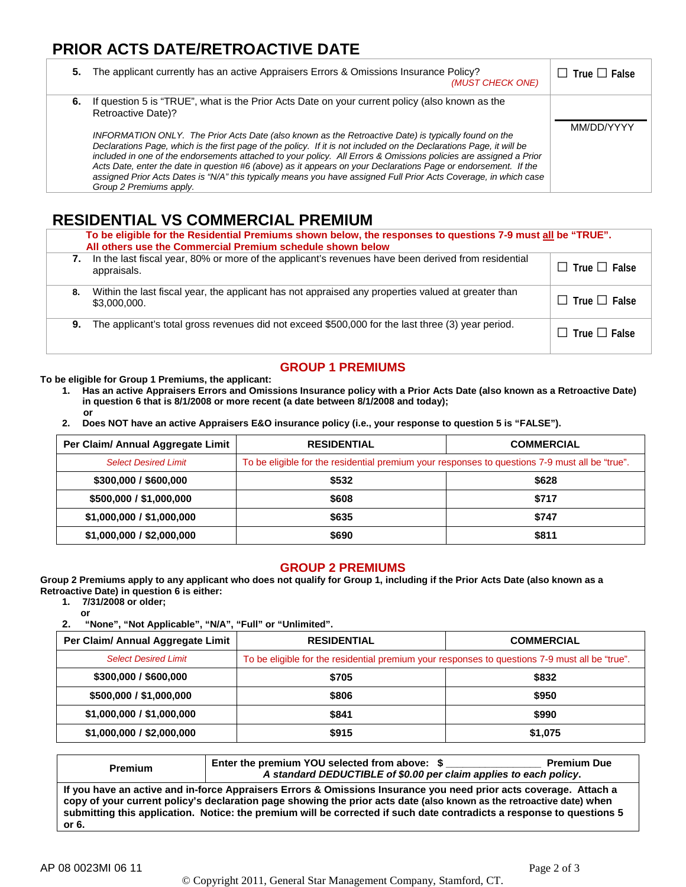## PRIOR ACTS DATE/RETROACTIVE DATE

| | |
|---|---|
| **5.** The applicant currently has an active Appraisers Errors & Omissions Insurance Policy? *(MUST CHECK ONE)* | ☐ True ☐ False |
| **6.** If question 5 is "TRUE", what is the Prior Acts Date on your current policy (also known as the Retroactive Date)? <br><br> *INFORMATION ONLY. The Prior Acts Date (also known as the Retroactive Date) is typically found on the Declarations Page, which is the first page of the policy. If it is not included on the Declarations Page, it will be included in one of the endorsements attached to your policy. All Errors & Omissions policies are assigned a Prior Acts Date, enter the date in question #6 (above) as it appears on your Declarations Page or endorsement. If the assigned Prior Acts Dates is "N/A" this typically means you have assigned Full Prior Acts Coverage, in which case Group 2 Premiums apply.* | ______________ <br> MM/DD/YYYY |

## RESIDENTIAL VS COMMERCIAL PREMIUM

**To be eligible for the Residential Premiums shown below, the responses to questions 7-9 must all be "TRUE". All others use the Commercial Premium schedule shown below**

| | |
|---|---|
| **7.** In the last fiscal year, 80% or more of the applicant's revenues have been derived from residential appraisals. | ☐ True ☐ False |
| **8.** Within the last fiscal year, the applicant has not appraised any properties valued at greater than $3,000,000. | ☐ True ☐ False |
| **9.** The applicant's total gross revenues did not exceed $500,000 for the last three (3) year period. | ☐ True ☐ False |

### GROUP 1 PREMIUMS

**To be eligible for Group 1 Premiums, the applicant:**

1. **Has an active Appraisers Errors and Omissions Insurance policy with a Prior Acts Date (also known as a Retroactive Date) in question 6 that is 8/1/2008 or more recent (a date between 8/1/2008 and today);**

   **or**

2. **Does NOT have an active Appraisers E&O insurance policy (i.e., your response to question 5 is "FALSE").**

| Per Claim/ Annual Aggregate Limit | RESIDENTIAL | COMMERCIAL |
|---|---|---|
| *Select Desired Limit* | To be eligible for the residential premium your responses to questions 7-9 must all be "true". | |
| **$300,000 / $600,000** | **$532** | **$628** |
| **$500,000 / $1,000,000** | **$608** | **$717** |
| **$1,000,000 / $1,000,000** | **$635** | **$747** |
| **$1,000,000 / $2,000,000** | **$690** | **$811** |

### GROUP 2 PREMIUMS

**Group 2 Premiums apply to any applicant who does not qualify for Group 1, including if the Prior Acts Date (also known as a Retroactive Date) in question 6 is either:**

1. **7/31/2008 or older;**

   **or**

2. **"None", "Not Applicable", "N/A", "Full" or "Unlimited".**

| Per Claim/ Annual Aggregate Limit | RESIDENTIAL | COMMERCIAL |
|---|---|---|
| *Select Desired Limit* | To be eligible for the residential premium your responses to questions 7-9 must all be "true". | |
| **$300,000 / $600,000** | **$705** | **$832** |
| **$500,000 / $1,000,000** | **$806** | **$950** |
| **$1,000,000 / $1,000,000** | **$841** | **$990** |
| **$1,000,000 / $2,000,000** | **$915** | **$1,075** |

| **Premium** | **Enter the premium YOU selected from above: $ ________________ Premium Due** <br> ***A standard DEDUCTIBLE of $0.00 per claim applies to each policy.*** |
|---|---|

**If you have an active and in-force Appraisers Errors & Omissions Insurance you need prior acts coverage. Attach a copy of your current policy's declaration page showing the prior acts date (also known as the retroactive date) when submitting this application. Notice: the premium will be corrected if such date contradicts a response to questions 5 or 6.**

AP 08 0023MI 06 11

© Copyright 2011, General Star Management Company, Stamford, CT.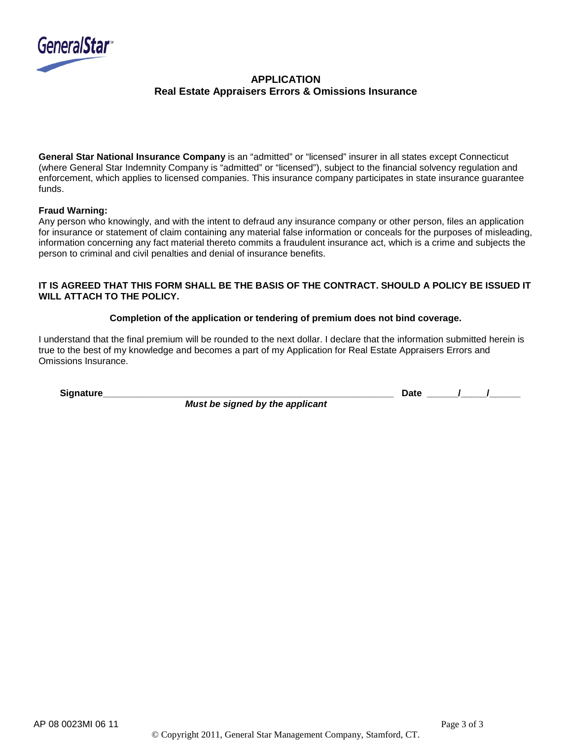GeneralStar™

## APPLICATION
### Real Estate Appraisers Errors & Omissions Insurance

**General Star National Insurance Company** is an "admitted" or "licensed" insurer in all states except Connecticut (where General Star Indemnity Company is "admitted" or "licensed"), subject to the financial solvency regulation and enforcement, which applies to licensed companies. This insurance company participates in state insurance guarantee funds.

**Fraud Warning:**
Any person who knowingly, and with the intent to defraud any insurance company or other person, files an application for insurance or statement of claim containing any material false information or conceals for the purposes of misleading, information concerning any fact material thereto commits a fraudulent insurance act, which is a crime and subjects the person to criminal and civil penalties and denial of insurance benefits.

**IT IS AGREED THAT THIS FORM SHALL BE THE BASIS OF THE CONTRACT. SHOULD A POLICY BE ISSUED IT WILL ATTACH TO THE POLICY.**

**Completion of the application or tendering of premium does not bind coverage.**

I understand that the final premium will be rounded to the next dollar. I declare that the information submitted herein is true to the best of my knowledge and becomes a part of my Application for Real Estate Appraisers Errors and Omissions Insurance.

**Signature**_______________________________________________________ **Date** ______/_____/______
***Must be signed by the applicant***

AP 08 0023MI 06 11

© Copyright 2011, General Star Management Company, Stamford, CT.